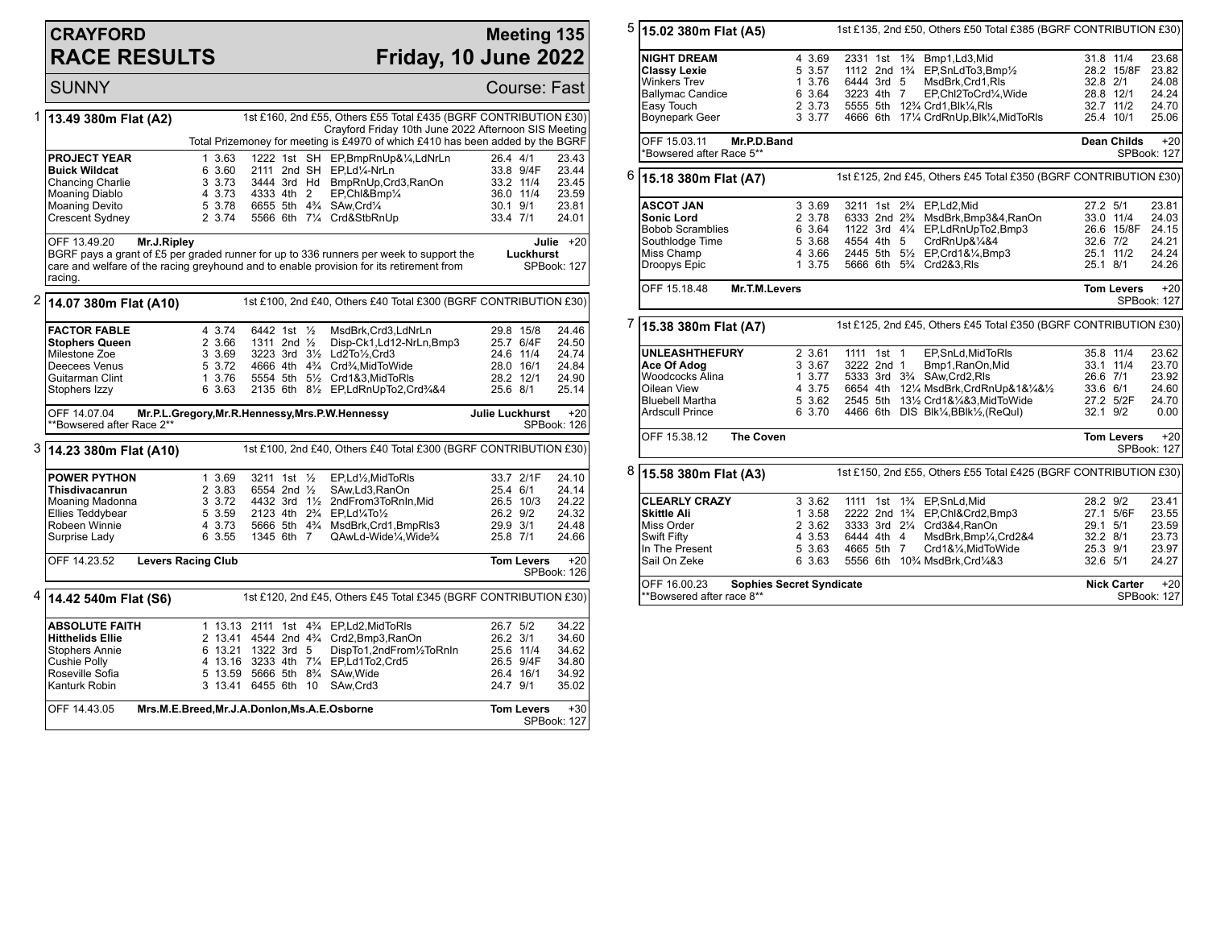# CRAYFORD RACE RESULTS

## Meeting 135 — Friday, 10 June 2022

SUNNY — Course: Fast

### 1 — 13.49 380m Flat (A2)

1st £160, 2nd £55, Others £55 Total £435 (BGRF CONTRIBUTION £30)
Crayford Friday 10th June 2022 Afternoon SIS Meeting
Total Prizemoney for meeting is £4970 of which £410 has been added by the BGRF

| Greyhound | Trap | Wt | Sectionals | Pos | Dist | Remarks | Wt | SP | Time |
|---|---|---|---|---|---|---|---|---|---|
| **PROJECT YEAR** | 1 | 3.63 | 1222 | 1st | SH | EP,BmpRnUp&¼,LdNrLn | 26.4 | 4/1 | 23.43 |
| **Buick Wildcat** | 6 | 3.60 | 2111 | 2nd | SH | EP,Ld¼-NrLn | 33.8 | 9/4F | 23.44 |
| Chancing Charlie | 3 | 3.73 | 3444 | 3rd | Hd | BmpRnUp,Crd3,RanOn | 33.2 | 11/4 | 23.45 |
| Moaning Diablo | 4 | 3.73 | 4333 | 4th | 2 | EP,Chl&Bmp¼ | 36.0 | 11/4 | 23.59 |
| Moaning Devito | 5 | 3.78 | 6655 | 5th | 4¾ | SAw,Crd¼ | 30.1 | 9/1 | 23.81 |
| Crescent Sydney | 2 | 3.74 | 5566 | 6th | 7¼ | Crd&StbRnUp | 33.4 | 7/1 | 24.01 |

OFF 13.49.20 **Mr.J.Ripley** — Julie Luckhurst +20 — SPBook: 127

BGRF pays a grant of £5 per graded runner for up to 336 runners per week to support the care and welfare of the racing greyhound and to enable provision for its retirement from racing.

### 2 — 14.07 380m Flat (A10)

1st £100, 2nd £40, Others £40 Total £300 (BGRF CONTRIBUTION £30)

| Greyhound | Trap | Wt | Sectionals | Pos | Dist | Remarks | Wt | SP | Time |
|---|---|---|---|---|---|---|---|---|---|
| **FACTOR FABLE** | 4 | 3.74 | 6442 | 1st | ½ | MsdBrk,Crd3,LdNrLn | 29.8 | 15/8 | 24.46 |
| **Stophers Queen** | 2 | 3.66 | 1311 | 2nd | ½ | Disp-Ck1,Ld12-NrLn,Bmp3 | 25.7 | 6/4F | 24.50 |
| Milestone Zoe | 3 | 3.69 | 3223 | 3rd | 3½ | Ld2To½,Crd3 | 24.6 | 11/4 | 24.74 |
| Deecees Venus | 5 | 3.72 | 4666 | 4th | 4¾ | Crd¾,MidToWide | 28.0 | 16/1 | 24.84 |
| Guitarman Clint | 1 | 3.76 | 5554 | 5th | 5½ | Crd1&3,MidToRls | 28.2 | 12/1 | 24.90 |
| Stophers Izzy | 6 | 3.63 | 2135 | 6th | 8½ | EP,LdRnUpTo2,Crd¾&4 | 25.6 | 8/1 | 25.14 |

OFF 14.07.04 **Mr.P.L.Gregory,Mr.R.Hennessy,Mrs.P.W.Hennessy** — Julie Luckhurst +20 — SPBook: 126

**Bowsered after Race 2**

### 3 — 14.23 380m Flat (A10)

1st £100, 2nd £40, Others £40 Total £300 (BGRF CONTRIBUTION £30)

| Greyhound | Trap | Wt | Sectionals | Pos | Dist | Remarks | Wt | SP | Time |
|---|---|---|---|---|---|---|---|---|---|
| **POWER PYTHON** | 1 | 3.69 | 3211 | 1st | ½ | EP,Ld½,MidToRls | 33.7 | 2/1F | 24.10 |
| **Thisdivacanrun** | 2 | 3.83 | 6554 | 2nd | ½ | SAw,Ld3,RanOn | 25.4 | 6/1 | 24.14 |
| Moaning Madonna | 3 | 3.72 | 4432 | 3rd | 1½ | 2ndFrom3ToRnIn,Mid | 26.5 | 10/3 | 24.22 |
| Ellies Teddybear | 5 | 3.59 | 2123 | 4th | 2¾ | EP,Ld¼To½ | 26.2 | 9/2 | 24.32 |
| Robeen Winnie | 4 | 3.73 | 5666 | 5th | 4¾ | MsdBrk,Crd1,BmpRls3 | 29.9 | 3/1 | 24.48 |
| Surprise Lady | 6 | 3.55 | 1345 | 6th | 7 | QAwLd-Wide¼,Wide¾ | 25.8 | 7/1 | 24.66 |

OFF 14.23.52 **Levers Racing Club** — Tom Levers +20 — SPBook: 126

### 4 — 14.42 540m Flat (S6)

1st £120, 2nd £45, Others £45 Total £345 (BGRF CONTRIBUTION £30)

| Greyhound | Trap | Wt | Sectionals | Pos | Dist | Remarks | Wt | SP | Time |
|---|---|---|---|---|---|---|---|---|---|
| **ABSOLUTE FAITH** | 1 | 13.13 | 2111 | 1st | 4¾ | EP,Ld2,MidToRls | 26.7 | 5/2 | 34.22 |
| **Hitthelids Ellie** | 2 | 13.41 | 4544 | 2nd | 4¾ | Crd2,Bmp3,RanOn | 26.2 | 3/1 | 34.60 |
| Stophers Annie | 6 | 13.21 | 1322 | 3rd | 5 | DispTo1,2ndFrom½ToRnIn | 25.6 | 11/4 | 34.62 |
| Cushie Polly | 4 | 13.16 | 3233 | 4th | 7¼ | EP,Ld1To2,Crd5 | 26.5 | 9/4F | 34.80 |
| Roseville Sofia | 5 | 13.59 | 5666 | 5th | 8¾ | SAw,Wide | 26.4 | 16/1 | 34.92 |
| Kanturk Robin | 3 | 13.41 | 6455 | 6th | 10 | SAw,Crd3 | 24.7 | 9/1 | 35.02 |

OFF 14.43.05 **Mrs.M.E.Breed,Mr.J.A.Donlon,Ms.A.E.Osborne** — Tom Levers +30 — SPBook: 127

### 5 — 15.02 380m Flat (A5)

1st £135, 2nd £50, Others £50 Total £385 (BGRF CONTRIBUTION £30)

| Greyhound | Trap | Wt | Sectionals | Pos | Dist | Remarks | Wt | SP | Time |
|---|---|---|---|---|---|---|---|---|---|
| **NIGHT DREAM** | 4 | 3.69 | 2331 | 1st | 1¾ | Bmp1,Ld3,Mid | 31.8 | 11/4 | 23.68 |
| **Classy Lexie** | 5 | 3.57 | 1112 | 2nd | 1¾ | EP,SnLdTo3,Bmp½ | 28.2 | 15/8F | 23.82 |
| Winkers Trev | 1 | 3.76 | 6444 | 3rd | 5 | MsdBrk,Crd1,Rls | 32.8 | 2/1 | 24.08 |
| Ballymac Candice | 6 | 3.64 | 3223 | 4th | 7 | EP,Chl2ToCrd¼,Wide | 28.8 | 12/1 | 24.24 |
| Easy Touch | 2 | 3.73 | 5555 | 5th | 12¾ | Crd1,Blk¼,Rls | 32.7 | 11/2 | 24.70 |
| Boynepark Geer | 3 | 3.77 | 4666 | 6th | 17¼ | CrdRnUp,Blk¼,MidToRls | 25.4 | 10/1 | 25.06 |

OFF 15.03.11 **Mr.P.D.Band** — Dean Childs +20 — SPBook: 127

**Bowsered after Race 5**

### 6 — 15.18 380m Flat (A7)

1st £125, 2nd £45, Others £45 Total £350 (BGRF CONTRIBUTION £30)

| Greyhound | Trap | Wt | Sectionals | Pos | Dist | Remarks | Wt | SP | Time |
|---|---|---|---|---|---|---|---|---|---|
| **ASCOT JAN** | 3 | 3.69 | 3211 | 1st | 2¾ | EP,Ld2,Mid | 27.2 | 5/1 | 23.81 |
| **Sonic Lord** | 2 | 3.78 | 6333 | 2nd | 2¾ | MsdBrk,Bmp3&4,RanOn | 33.0 | 11/4 | 24.03 |
| Bobob Scramblies | 6 | 3.64 | 1122 | 3rd | 4¼ | EP,LdRnUpTo2,Bmp3 | 26.6 | 15/8F | 24.15 |
| Southlodge Time | 5 | 3.68 | 4554 | 4th | 5 | CrdRnUp&¼&4 | 32.6 | 7/2 | 24.21 |
| Miss Champ | 4 | 3.66 | 2445 | 5th | 5½ | EP,Crd1&¼,Bmp3 | 25.1 | 11/2 | 24.24 |
| Droopys Epic | 1 | 3.75 | 5666 | 6th | 5¾ | Crd2&3,Rls | 25.1 | 8/1 | 24.26 |

OFF 15.18.48 **Mr.T.M.Levers** — Tom Levers +20 — SPBook: 127

### 7 — 15.38 380m Flat (A7)

1st £125, 2nd £45, Others £45 Total £350 (BGRF CONTRIBUTION £30)

| Greyhound | Trap | Wt | Sectionals | Pos | Dist | Remarks | Wt | SP | Time |
|---|---|---|---|---|---|---|---|---|---|
| **UNLEASHTHEFURY** | 2 | 3.61 | 1111 | 1st | 1 | EP,SnLd,MidToRls | 35.8 | 11/4 | 23.62 |
| **Ace Of Adog** | 3 | 3.67 | 3222 | 2nd | 1 | Bmp1,RanOn,Mid | 33.1 | 11/4 | 23.70 |
| Woodcocks Alina | 1 | 3.77 | 5333 | 3rd | 3¾ | SAw,Crd2,Rls | 26.6 | 7/1 | 23.92 |
| Oilean View | 4 | 3.75 | 6654 | 4th | 12¼ | MsdBrk,CrdRnUp&1&¼&½ | 33.6 | 6/1 | 24.60 |
| Bluebell Martha | 5 | 3.62 | 2545 | 5th | 13½ | Crd1&¼&3,MidToWide | 27.2 | 5/2F | 24.70 |
| Ardscull Prince | 6 | 3.70 | 4466 | 6th | DIS | Blk¼,BBlk½,(ReQul) | 32.1 | 9/2 | 0.00 |

OFF 15.38.12 **The Coven** — Tom Levers +20 — SPBook: 127

### 8 — 15.58 380m Flat (A3)

1st £150, 2nd £55, Others £55 Total £425 (BGRF CONTRIBUTION £30)

| Greyhound | Trap | Wt | Sectionals | Pos | Dist | Remarks | Wt | SP | Time |
|---|---|---|---|---|---|---|---|---|---|
| **CLEARLY CRAZY** | 3 | 3.62 | 1111 | 1st | 1¾ | EP,SnLd,Mid | 28.2 | 9/2 | 23.41 |
| **Skittle Ali** | 1 | 3.58 | 2222 | 2nd | 1¾ | EP,Chl&Crd2,Bmp3 | 27.1 | 5/6F | 23.55 |
| Miss Order | 2 | 3.62 | 3333 | 3rd | 2¼ | Crd3&4,RanOn | 29.1 | 5/1 | 23.59 |
| Swift Fifty | 4 | 3.53 | 6444 | 4th | 4 | MsdBrk,Bmp¼,Crd2&4 | 32.2 | 8/1 | 23.73 |
| In The Present | 5 | 3.63 | 4665 | 5th | 7 | Crd1&¼,MidToWide | 25.3 | 9/1 | 23.97 |
| Sail On Zeke | 6 | 3.63 | 5556 | 6th | 10¾ | MsdBrk,Crd¼&3 | 32.6 | 5/1 | 24.27 |

OFF 16.00.23 **Sophies Secret Syndicate** — Nick Carter +20 — SPBook: 127

**Bowsered after race 8**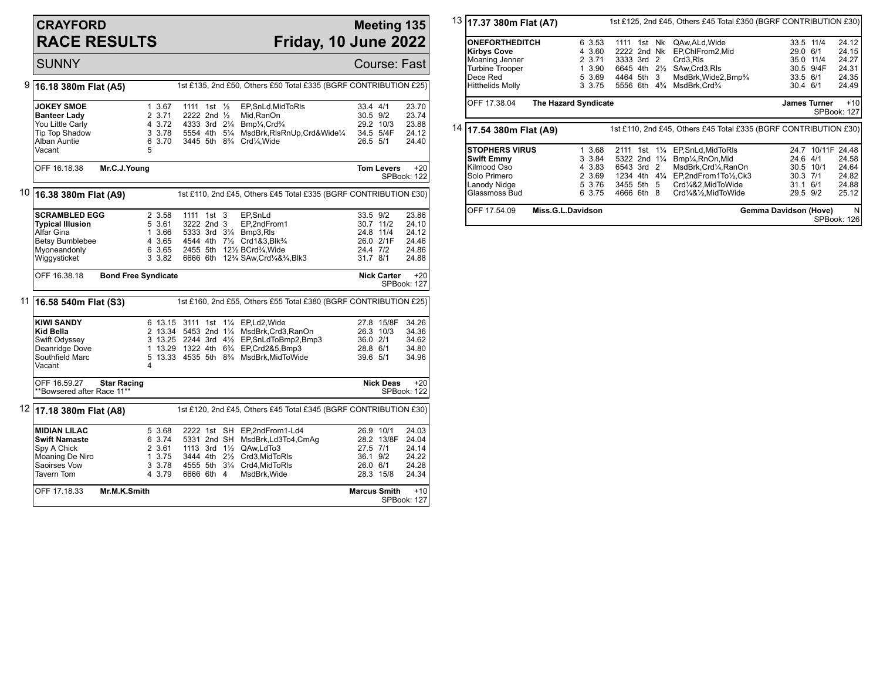# CRAYFORD RACE RESULTS

**Meeting 135**
**Friday, 10 June 2022**

SUNNY — Course: Fast

## 9 16.18 380m Flat (A5)

1st £135, 2nd £50, Others £50 Total £335 (BGRF CONTRIBUTION £25)

| | | | | | | | | | |
|---|---|---|---|---|---|---|---|---|---|
| **JOKEY SMOE** | 1 | 3.67 | 1111 | 1st | ½ | EP,SnLd,MidToRls | 33.4 | 4/1 | 23.70 |
| **Banteer Lady** | 2 | 3.71 | 2222 | 2nd | ½ | Mid,RanOn | 30.5 | 9/2 | 23.74 |
| You Little Carly | 4 | 3.72 | 4333 | 3rd | 2¼ | Bmp¼,Crd¾ | 29.2 | 10/3 | 23.88 |
| Tip Top Shadow | 3 | 3.78 | 5554 | 4th | 5¼ | MsdBrk,RlsRnUp,Crd&Wide¼ | 34.5 | 5/4F | 24.12 |
| Alban Auntie | 6 | 3.70 | 3445 | 5th | 8¾ | Crd¼,Wide | 26.5 | 5/1 | 24.40 |
| Vacant | 5 | | | | | | | | |

OFF 16.18.38 **Mr.C.J.Young** — **Tom Levers** +20 SPBook: 122

## 10 16.38 380m Flat (A9)

1st £110, 2nd £45, Others £45 Total £335 (BGRF CONTRIBUTION £30)

| | | | | | | | | | |
|---|---|---|---|---|---|---|---|---|---|
| **SCRAMBLED EGG** | 2 | 3.58 | 1111 | 1st | 3 | EP,SnLd | 33.5 | 9/2 | 23.86 |
| **Typical Illusion** | 5 | 3.61 | 3222 | 2nd | 3 | EP,2ndFrom1 | 30.7 | 11/2 | 24.10 |
| Alfar Gina | 1 | 3.66 | 5333 | 3rd | 3¼ | Bmp3,Rls | 24.8 | 11/4 | 24.12 |
| Betsy Bumblebee | 4 | 3.65 | 4544 | 4th | 7½ | Crd1&3,Blk¾ | 26.0 | 2/1F | 24.46 |
| Myoneandonly | 6 | 3.65 | 2455 | 5th | 12½ | BCrd¾,Wide | 24.4 | 7/2 | 24.86 |
| Wiggysticket | 3 | 3.82 | 6666 | 6th | 12¾ | SAw,Crd¼&¾,Blk3 | 31.7 | 8/1 | 24.88 |

OFF 16.38.18 **Bond Free Syndicate** — **Nick Carter** +20 SPBook: 127

## 11 16.58 540m Flat (S3)

1st £160, 2nd £55, Others £55 Total £380 (BGRF CONTRIBUTION £25)

| | | | | | | | | | |
|---|---|---|---|---|---|---|---|---|---|
| **KIWI SANDY** | 6 | 13.15 | 3111 | 1st | 1¼ | EP,Ld2,Wide | 27.8 | 15/8F | 34.26 |
| **Kid Bella** | 2 | 13.34 | 5453 | 2nd | 1¼ | MsdBrk,Crd3,RanOn | 26.3 | 10/3 | 34.36 |
| Swift Odyssey | 3 | 13.25 | 2244 | 3rd | 4½ | EP,SnLdToBmp2,Bmp3 | 36.0 | 2/1 | 34.62 |
| Deanridge Dove | 1 | 13.29 | 1322 | 4th | 6¾ | EP,Crd2&5,Bmp3 | 28.8 | 6/1 | 34.80 |
| Southfield Marc | 5 | 13.33 | 4535 | 5th | 8¾ | MsdBrk,MidToWide | 39.6 | 5/1 | 34.96 |
| Vacant | 4 | | | | | | | | |

OFF 16.59.27 **Star Racing** — **Nick Deas** +20 SPBook: 122
**Bowsered after Race 11**

## 12 17.18 380m Flat (A8)

1st £120, 2nd £45, Others £45 Total £345 (BGRF CONTRIBUTION £30)

| | | | | | | | | | |
|---|---|---|---|---|---|---|---|---|---|
| **MIDIAN LILAC** | 5 | 3.68 | 2222 | 1st | SH | EP,2ndFrom1-Ld4 | 26.9 | 10/1 | 24.03 |
| **Swift Namaste** | 6 | 3.74 | 5331 | 2nd | SH | MsdBrk,Ld3To4,CmAg | 28.2 | 13/8F | 24.04 |
| Spy A Chick | 2 | 3.61 | 1113 | 3rd | 1½ | QAw,LdTo3 | 27.5 | 7/1 | 24.14 |
| Moaning De Niro | 1 | 3.75 | 3444 | 4th | 2½ | Crd3,MidToRls | 36.1 | 9/2 | 24.22 |
| Saoirses Vow | 3 | 3.78 | 4555 | 5th | 3¼ | Crd4,MidToRls | 26.0 | 6/1 | 24.28 |
| Tavern Tom | 4 | 3.79 | 6666 | 6th | 4 | MsdBrk,Wide | 28.3 | 15/8 | 24.34 |

OFF 17.18.33 **Mr.M.K.Smith** — **Marcus Smith** +10 SPBook: 127

## 13 17.37 380m Flat (A7)

1st £125, 2nd £45, Others £45 Total £350 (BGRF CONTRIBUTION £30)

| | | | | | | | | | |
|---|---|---|---|---|---|---|---|---|---|
| **ONEFORTHEDITCH** | 6 | 3.53 | 1111 | 1st | Nk | QAw,ALd,Wide | 33.5 | 11/4 | 24.12 |
| **Kirbys Cove** | 4 | 3.60 | 2222 | 2nd | Nk | EP,ChlFrom2,Mid | 29.0 | 6/1 | 24.15 |
| Moaning Jenner | 2 | 3.71 | 3333 | 3rd | 2 | Crd3,Rls | 35.0 | 11/4 | 24.27 |
| Turbine Trooper | 1 | 3.90 | 6645 | 4th | 2½ | SAw,Crd3,Rls | 30.5 | 9/4F | 24.31 |
| Dece Red | 5 | 3.69 | 4464 | 5th | 3 | MsdBrk,Wide2,Bmp¾ | 33.5 | 6/1 | 24.35 |
| Hitthelids Molly | 3 | 3.75 | 5556 | 6th | 4¾ | MsdBrk,Crd¾ | 30.4 | 6/1 | 24.49 |

OFF 17.38.04 **The Hazard Syndicate** — **James Turner** +10 SPBook: 127

## 14 17.54 380m Flat (A9)

1st £110, 2nd £45, Others £45 Total £335 (BGRF CONTRIBUTION £30)

| | | | | | | | | | |
|---|---|---|---|---|---|---|---|---|---|
| **STOPHERS VIRUS** | 1 | 3.68 | 2111 | 1st | 1¼ | EP,SnLd,MidToRls | 24.7 | 10/11F | 24.48 |
| **Swift Emmy** | 3 | 3.84 | 5322 | 2nd | 1¼ | Bmp¼,RnOn,Mid | 24.6 | 4/1 | 24.58 |
| Kilmood Oso | 4 | 3.83 | 6543 | 3rd | 2 | MsdBrk,Crd¼,RanOn | 30.5 | 10/1 | 24.64 |
| Solo Primero | 2 | 3.69 | 1234 | 4th | 4¼ | EP,2ndFrom1To½,Ck3 | 30.3 | 7/1 | 24.82 |
| Lanody Nidge | 5 | 3.76 | 3455 | 5th | 5 | Crd¼&2,MidToWide | 31.1 | 6/1 | 24.88 |
| Glassmoss Bud | 6 | 3.75 | 4666 | 6th | 8 | Crd¼&½,MidToWide | 29.5 | 9/2 | 25.12 |

OFF 17.54.09 **Miss.G.L.Davidson** — **Gemma Davidson (Hove)** N SPBook: 126